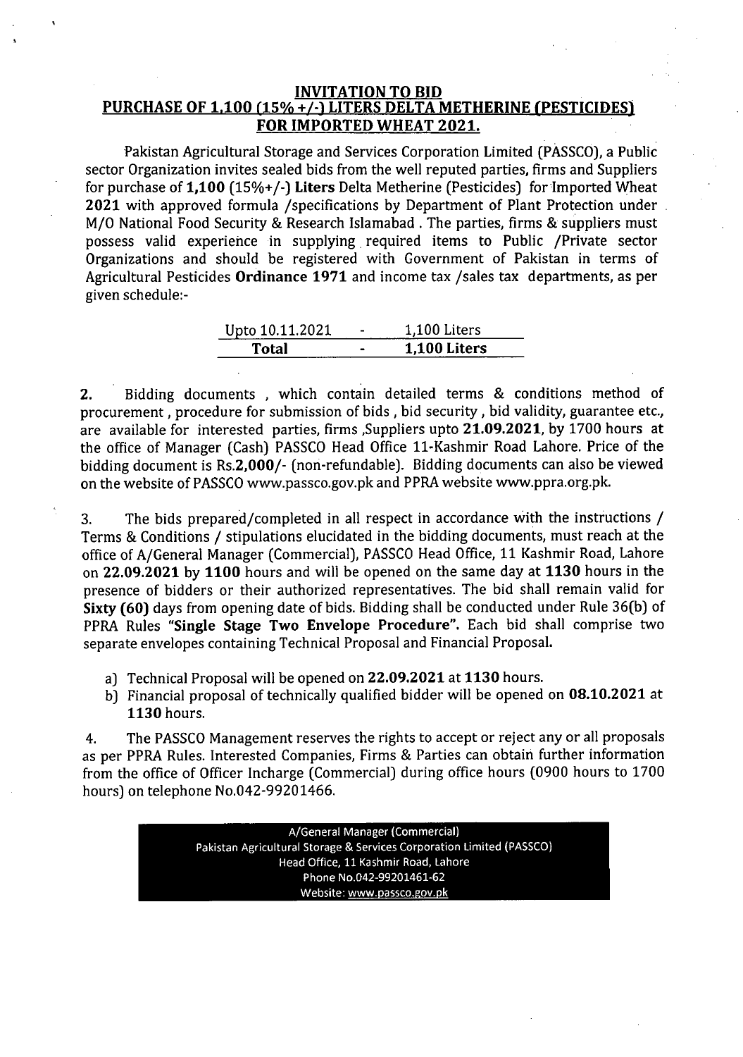## INVITATION TO BID
## PURCHASE OF 1,100 (15% +/-) LITERS DELTA METHERINE (PESTICIDES) FOR IMPORTED WHEAT 2021.

Pakistan Agricultural Storage and Services Corporation Limited (PASSCO), a Public sector Organization invites sealed bids from the well reputed parties, firms and Suppliers for purchase of **1,100** (15%+/-) **Liters** Delta Metherine (Pesticides) for Imported Wheat **2021** with approved formula /specifications by Department of Plant Protection under M/O National Food Security & Research Islamabad . The parties, firms & suppliers must possess valid experience in supplying required items to Public /Private sector Organizations and should be registered with Government of Pakistan in terms of Agricultural Pesticides **Ordinance 1971** and income tax /sales tax departments, as per given schedule:-

| Upto 10.11.2021 | - | 1,100 Liters |
|---|---|---|
| **Total** | **-** | **1,100 Liters** |

**2.** Bidding documents , which contain detailed terms & conditions method of procurement , procedure for submission of bids , bid security , bid validity, guarantee etc., are available for interested parties, firms ,Suppliers upto **21.09.2021**, by 1700 hours at the office of Manager (Cash) PASSCO Head Office 11-Kashmir Road Lahore. Price of the bidding document is Rs.**2,000**/- (non-refundable). Bidding documents can also be viewed on the website of PASSCO www.passco.gov.pk and PPRA website www.ppra.org.pk.

3. The bids prepared/completed in all respect in accordance with the instructions / Terms & Conditions / stipulations elucidated in the bidding documents, must reach at the office of A/General Manager (Commercial), PASSCO Head Office, 11 Kashmir Road, Lahore on **22.09.2021** by **1100** hours and will be opened on the same day at **1130** hours in the presence of bidders or their authorized representatives. The bid shall remain valid for **Sixty (60)** days from opening date of bids. Bidding shall be conducted under Rule 36(b) of PPRA Rules **"Single Stage Two Envelope Procedure"**. Each bid shall comprise two separate envelopes containing Technical Proposal and Financial Proposal.

a) Technical Proposal will be opened on **22.09.2021** at **1130** hours.
b) Financial proposal of technically qualified bidder will be opened on **08.10.2021** at **1130** hours.

4. The PASSCO Management reserves the rights to accept or reject any or all proposals as per PPRA Rules. Interested Companies, Firms & Parties can obtain further information from the office of Officer Incharge (Commercial) during office hours (0900 hours to 1700 hours) on telephone No.042-99201466.

A/General Manager (Commercial)
Pakistan Agricultural Storage & Services Corporation Limited (PASSCO)
Head Office, 11 Kashmir Road, Lahore
Phone No.042-99201461-62
Website: www.passco.gov.pk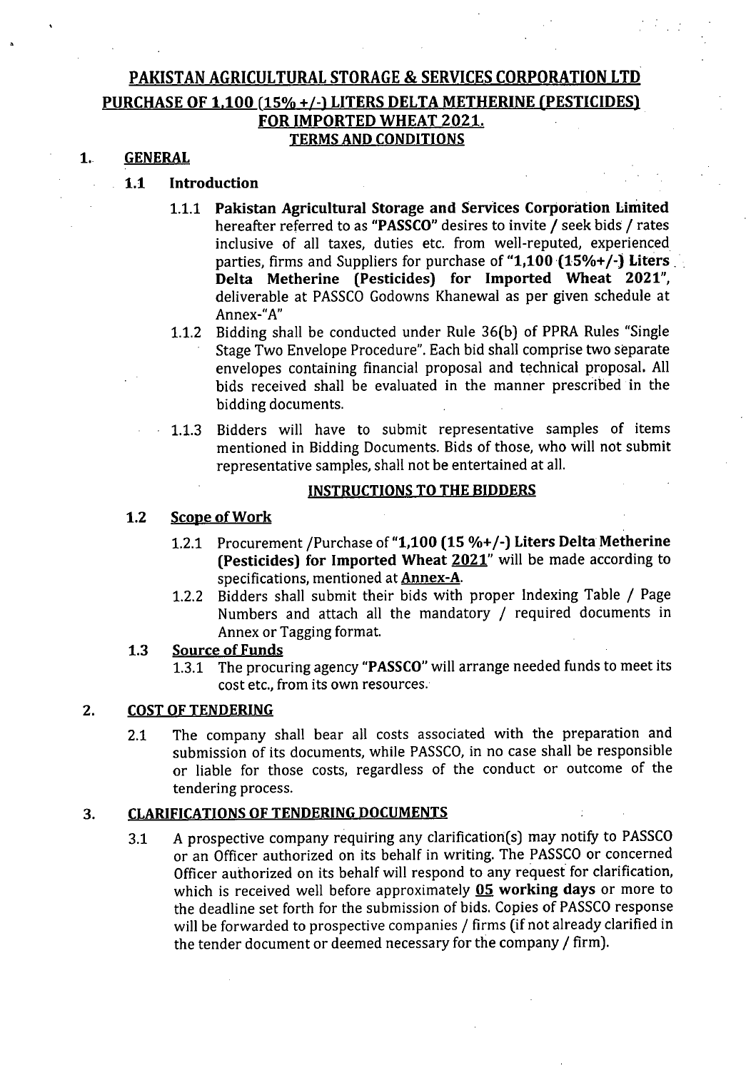# PAKISTAN AGRICULTURAL STORAGE & SERVICES CORPORATION LTD

## PURCHASE OF 1,100 (15% +/-) LITERS DELTA METHERINE (PESTICIDES) FOR IMPORTED WHEAT 2021.

### TERMS AND CONDITIONS

**1. GENERAL**

**1.1 Introduction**

1.1.1 **Pakistan Agricultural Storage and Services Corporation Limited** hereafter referred to as **"PASSCO"** desires to invite / seek bids / rates inclusive of all taxes, duties etc. from well-reputed, experienced parties, firms and Suppliers for purchase of **"1,100 (15%+/-) Liters Delta Metherine (Pesticides) for Imported Wheat 2021"**, deliverable at PASSCO Godowns Khanewal as per given schedule at Annex-"A"

1.1.2 Bidding shall be conducted under Rule 36(b) of PPRA Rules "Single Stage Two Envelope Procedure". Each bid shall comprise two separate envelopes containing financial proposal and technical proposal. All bids received shall be evaluated in the manner prescribed in the bidding documents.

1.1.3 Bidders will have to submit representative samples of items mentioned in Bidding Documents. Bids of those, who will not submit representative samples, shall not be entertained at all.

**INSTRUCTIONS TO THE BIDDERS**

**1.2 Scope of Work**

1.2.1 Procurement /Purchase of **"1,100 (15 %+/-) Liters Delta Metherine (Pesticides) for Imported Wheat 2021"** will be made according to specifications, mentioned at **Annex-A**.

1.2.2 Bidders shall submit their bids with proper Indexing Table / Page Numbers and attach all the mandatory / required documents in Annex or Tagging format.

**1.3 Source of Funds**

1.3.1 The procuring agency **"PASSCO"** will arrange needed funds to meet its cost etc., from its own resources.

**2. COST OF TENDERING**

2.1 The company shall bear all costs associated with the preparation and submission of its documents, while PASSCO, in no case shall be responsible or liable for those costs, regardless of the conduct or outcome of the tendering process.

**3. CLARIFICATIONS OF TENDERING DOCUMENTS**

3.1 A prospective company requiring any clarification(s) may notify to PASSCO or an Officer authorized on its behalf in writing. The PASSCO or concerned Officer authorized on its behalf will respond to any request for clarification, which is received well before approximately **05 working days** or more to the deadline set forth for the submission of bids. Copies of PASSCO response will be forwarded to prospective companies / firms (if not already clarified in the tender document or deemed necessary for the company / firm).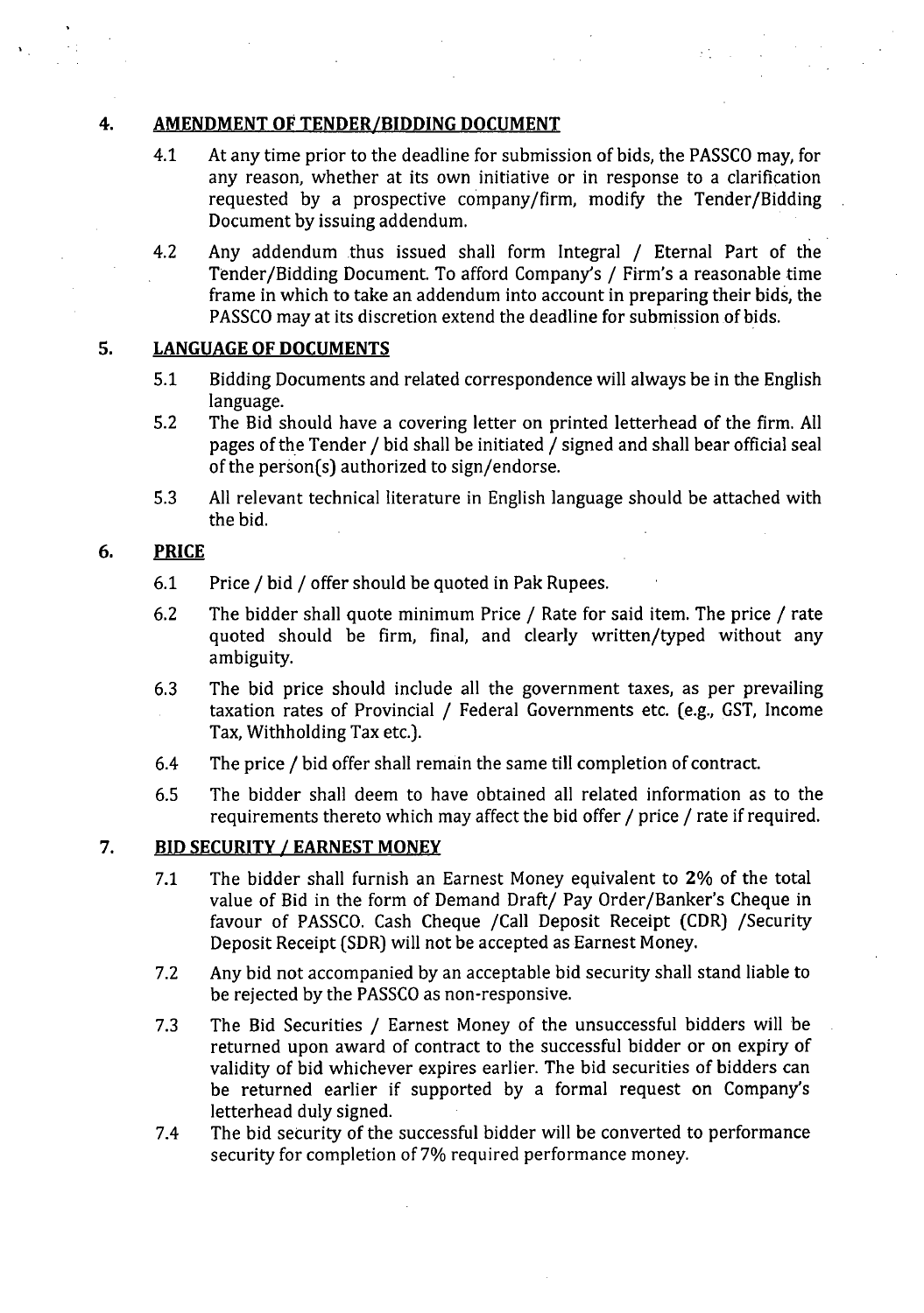## 4. AMENDMENT OF TENDER/BIDDING DOCUMENT

4.1 At any time prior to the deadline for submission of bids, the PASSCO may, for any reason, whether at its own initiative or in response to a clarification requested by a prospective company/firm, modify the Tender/Bidding Document by issuing addendum.

4.2 Any addendum thus issued shall form Integral / Eternal Part of the Tender/Bidding Document. To afford Company's / Firm's a reasonable time frame in which to take an addendum into account in preparing their bids, the PASSCO may at its discretion extend the deadline for submission of bids.

## 5. LANGUAGE OF DOCUMENTS

5.1 Bidding Documents and related correspondence will always be in the English language.

5.2 The Bid should have a covering letter on printed letterhead of the firm. All pages of the Tender / bid shall be initiated / signed and shall bear official seal of the person(s) authorized to sign/endorse.

5.3 All relevant technical literature in English language should be attached with the bid.

## 6. PRICE

6.1 Price / bid / offer should be quoted in Pak Rupees.

6.2 The bidder shall quote minimum Price / Rate for said item. The price / rate quoted should be firm, final, and clearly written/typed without any ambiguity.

6.3 The bid price should include all the government taxes, as per prevailing taxation rates of Provincial / Federal Governments etc. (e.g., GST, Income Tax, Withholding Tax etc.).

6.4 The price / bid offer shall remain the same till completion of contract.

6.5 The bidder shall deem to have obtained all related information as to the requirements thereto which may affect the bid offer / price / rate if required.

## 7. BID SECURITY / EARNEST MONEY

7.1 The bidder shall furnish an Earnest Money equivalent to **2%** of the total value of Bid in the form of Demand Draft/ Pay Order/Banker's Cheque in favour of PASSCO. Cash Cheque /Call Deposit Receipt (CDR) /Security Deposit Receipt (SDR) will not be accepted as Earnest Money.

7.2 Any bid not accompanied by an acceptable bid security shall stand liable to be rejected by the PASSCO as non-responsive.

7.3 The Bid Securities / Earnest Money of the unsuccessful bidders will be returned upon award of contract to the successful bidder or on expiry of validity of bid whichever expires earlier. The bid securities of bidders can be returned earlier if supported by a formal request on Company's letterhead duly signed.

7.4 The bid security of the successful bidder will be converted to performance security for completion of 7% required performance money.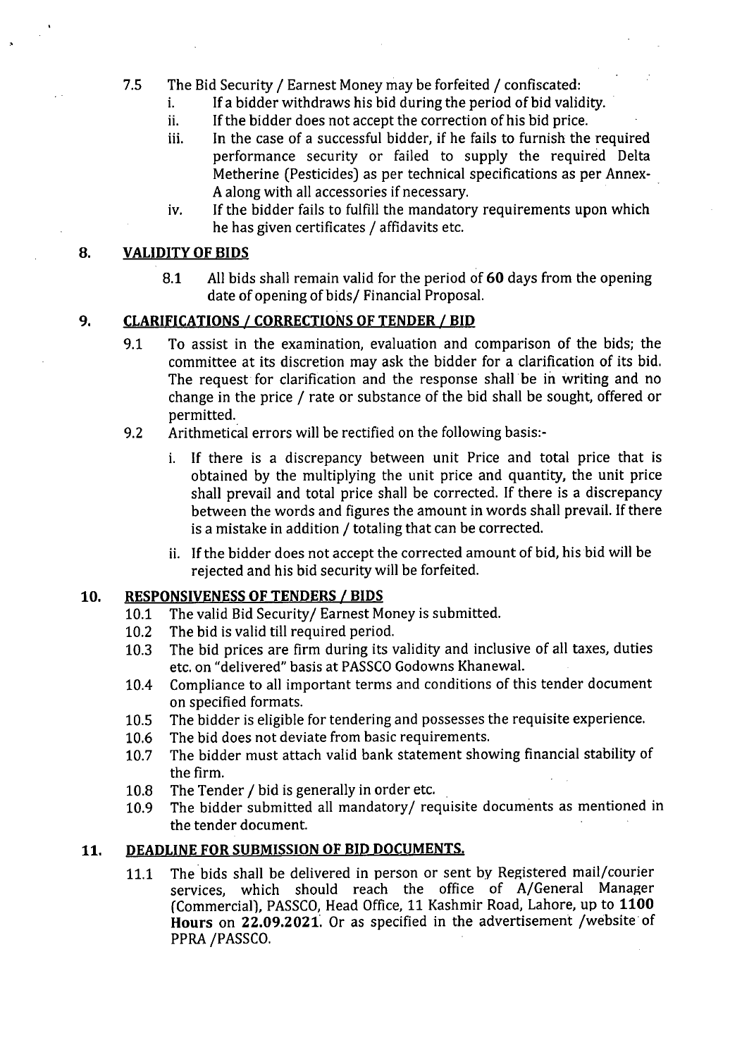7.5 The Bid Security / Earnest Money may be forfeited / confiscated:

  i. If a bidder withdraws his bid during the period of bid validity.
  ii. If the bidder does not accept the correction of his bid price.
  iii. In the case of a successful bidder, if he fails to furnish the required performance security or failed to supply the required Delta Metherine (Pesticides) as per technical specifications as per Annex-A along with all accessories if necessary.
  iv. If the bidder fails to fulfill the mandatory requirements upon which he has given certificates / affidavits etc.

## 8. VALIDITY OF BIDS

8.1 All bids shall remain valid for the period of **60** days from the opening date of opening of bids/ Financial Proposal.

## 9. CLARIFICATIONS / CORRECTIONS OF TENDER / BID

9.1 To assist in the examination, evaluation and comparison of the bids; the committee at its discretion may ask the bidder for a clarification of its bid. The request for clarification and the response shall be in writing and no change in the price / rate or substance of the bid shall be sought, offered or permitted.

9.2 Arithmetical errors will be rectified on the following basis:-

  i. If there is a discrepancy between unit Price and total price that is obtained by the multiplying the unit price and quantity, the unit price shall prevail and total price shall be corrected. If there is a discrepancy between the words and figures the amount in words shall prevail. If there is a mistake in addition / totaling that can be corrected.

  ii. If the bidder does not accept the corrected amount of bid, his bid will be rejected and his bid security will be forfeited.

## 10. RESPONSIVENESS OF TENDERS / BIDS

10.1 The valid Bid Security/ Earnest Money is submitted.

10.2 The bid is valid till required period.

10.3 The bid prices are firm during its validity and inclusive of all taxes, duties etc. on "delivered" basis at PASSCO Godowns Khanewal.

10.4 Compliance to all important terms and conditions of this tender document on specified formats.

10.5 The bidder is eligible for tendering and possesses the requisite experience.

10.6 The bid does not deviate from basic requirements.

10.7 The bidder must attach valid bank statement showing financial stability of the firm.

10.8 The Tender / bid is generally in order etc.

10.9 The bidder submitted all mandatory/ requisite documents as mentioned in the tender document.

## 11. DEADLINE FOR SUBMISSION OF BID DOCUMENTS.

11.1 The bids shall be delivered in person or sent by Registered mail/courier services, which should reach the office of A/General Manager (Commercial), PASSCO, Head Office, 11 Kashmir Road, Lahore, up to **1100 Hours** on **22.09.2021**. Or as specified in the advertisement /website of PPRA /PASSCO.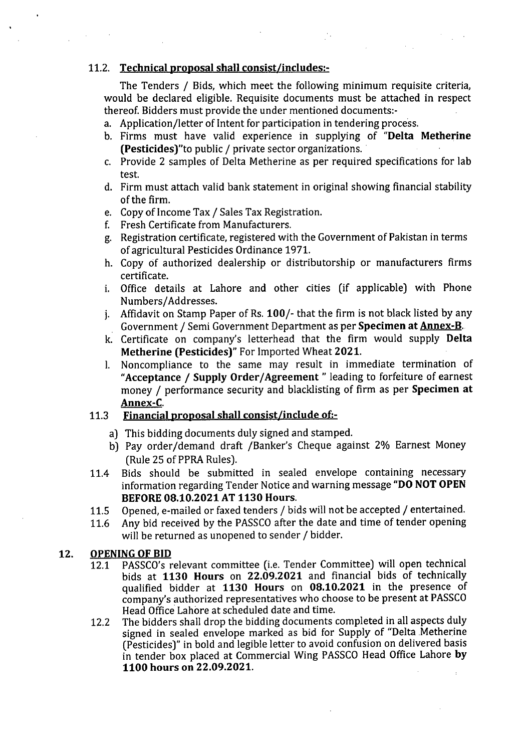### 11.2. Technical proposal shall consist/includes:-

The Tenders / Bids, which meet the following minimum requisite criteria, would be declared eligible. Requisite documents must be attached in respect thereof. Bidders must provide the under mentioned documents:-

a. Application/letter of Intent for participation in tendering process.
b. Firms must have valid experience in supplying of "**Delta Metherine (Pesticides)**"to public / private sector organizations.
c. Provide 2 samples of Delta Metherine as per required specifications for lab test.
d. Firm must attach valid bank statement in original showing financial stability of the firm.
e. Copy of Income Tax / Sales Tax Registration.
f. Fresh Certificate from Manufacturers.
g. Registration certificate, registered with the Government of Pakistan in terms of agricultural Pesticides Ordinance 1971.
h. Copy of authorized dealership or distributorship or manufacturers firms certificate.
i. Office details at Lahore and other cities (if applicable) with Phone Numbers/Addresses.
j. Affidavit on Stamp Paper of Rs. **100/-** that the firm is not black listed by any Government / Semi Government Department as per **Specimen at Annex-B**.
k. Certificate on company's letterhead that the firm would supply **Delta Metherine (Pesticides)**" For Imported Wheat **2021**.
l. Noncompliance to the same may result in immediate termination of "**Acceptance / Supply Order/Agreement** " leading to forfeiture of earnest money / performance security and blacklisting of firm as per **Specimen at Annex-C**.

### 11.3 Financial proposal shall consist/include of:-

a) This bidding documents duly signed and stamped.
b) Pay order/demand draft /Banker's Cheque against 2% Earnest Money (Rule 25 of PPRA Rules).

11.4 Bids should be submitted in sealed envelope containing necessary information regarding Tender Notice and warning message "**DO NOT OPEN BEFORE 08.10.2021 AT 1130 Hours**.

11.5 Opened, e-mailed or faxed tenders / bids will not be accepted / entertained.

11.6 Any bid received by the PASSCO after the date and time of tender opening will be returned as unopened to sender / bidder.

## 12. OPENING OF BID

12.1 PASSCO's relevant committee (i.e. Tender Committee) will open technical bids at **1130 Hours** on **22.09.2021** and financial bids of technically qualified bidder at **1130 Hours** on **08.10.2021** in the presence of company's authorized representatives who choose to be present at PASSCO Head Office Lahore at scheduled date and time.

12.2 The bidders shall drop the bidding documents completed in all aspects duly signed in sealed envelope marked as bid for Supply of "Delta Metherine (Pesticides)" in bold and legible letter to avoid confusion on delivered basis in tender box placed at Commercial Wing PASSCO Head Office Lahore **by 1100 hours on 22.09.2021.**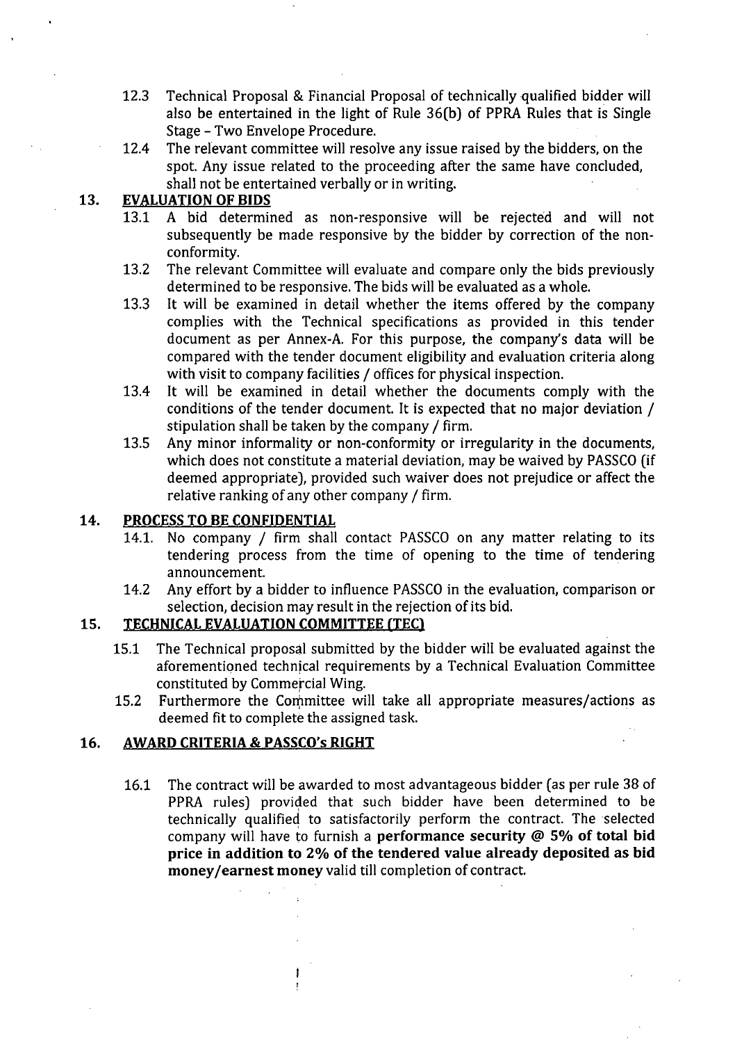12.3 Technical Proposal & Financial Proposal of technically qualified bidder will also be entertained in the light of Rule 36(b) of PPRA Rules that is Single Stage - Two Envelope Procedure.

12.4 The relevant committee will resolve any issue raised by the bidders, on the spot. Any issue related to the proceeding after the same have concluded, shall not be entertained verbally or in writing.

## 13. EVALUATION OF BIDS

13.1 A bid determined as non-responsive will be rejected and will not subsequently be made responsive by the bidder by correction of the non-conformity.

13.2 The relevant Committee will evaluate and compare only the bids previously determined to be responsive. The bids will be evaluated as a whole.

13.3 It will be examined in detail whether the items offered by the company complies with the Technical specifications as provided in this tender document as per Annex-A. For this purpose, the company's data will be compared with the tender document eligibility and evaluation criteria along with visit to company facilities / offices for physical inspection.

13.4 It will be examined in detail whether the documents comply with the conditions of the tender document. It is expected that no major deviation / stipulation shall be taken by the company / firm.

13.5 Any minor informality or non-conformity or irregularity in the documents, which does not constitute a material deviation, may be waived by PASSCO (if deemed appropriate), provided such waiver does not prejudice or affect the relative ranking of any other company / firm.

## 14. PROCESS TO BE CONFIDENTIAL

14.1. No company / firm shall contact PASSCO on any matter relating to its tendering process from the time of opening to the time of tendering announcement.

14.2 Any effort by a bidder to influence PASSCO in the evaluation, comparison or selection, decision may result in the rejection of its bid.

## 15. TECHNICAL EVALUATION COMMITTEE (TEC)

15.1 The Technical proposal submitted by the bidder will be evaluated against the aforementioned technical requirements by a Technical Evaluation Committee constituted by Commercial Wing.

15.2 Furthermore the Committee will take all appropriate measures/actions as deemed fit to complete the assigned task.

## 16. AWARD CRITERIA & PASSCO's RIGHT

16.1 The contract will be awarded to most advantageous bidder (as per rule 38 of PPRA rules) provided that such bidder have been determined to be technically qualified to satisfactorily perform the contract. The selected company will have to furnish a **performance security @ 5% of total bid price in addition to 2% of the tendered value already deposited as bid money/earnest money** valid till completion of contract.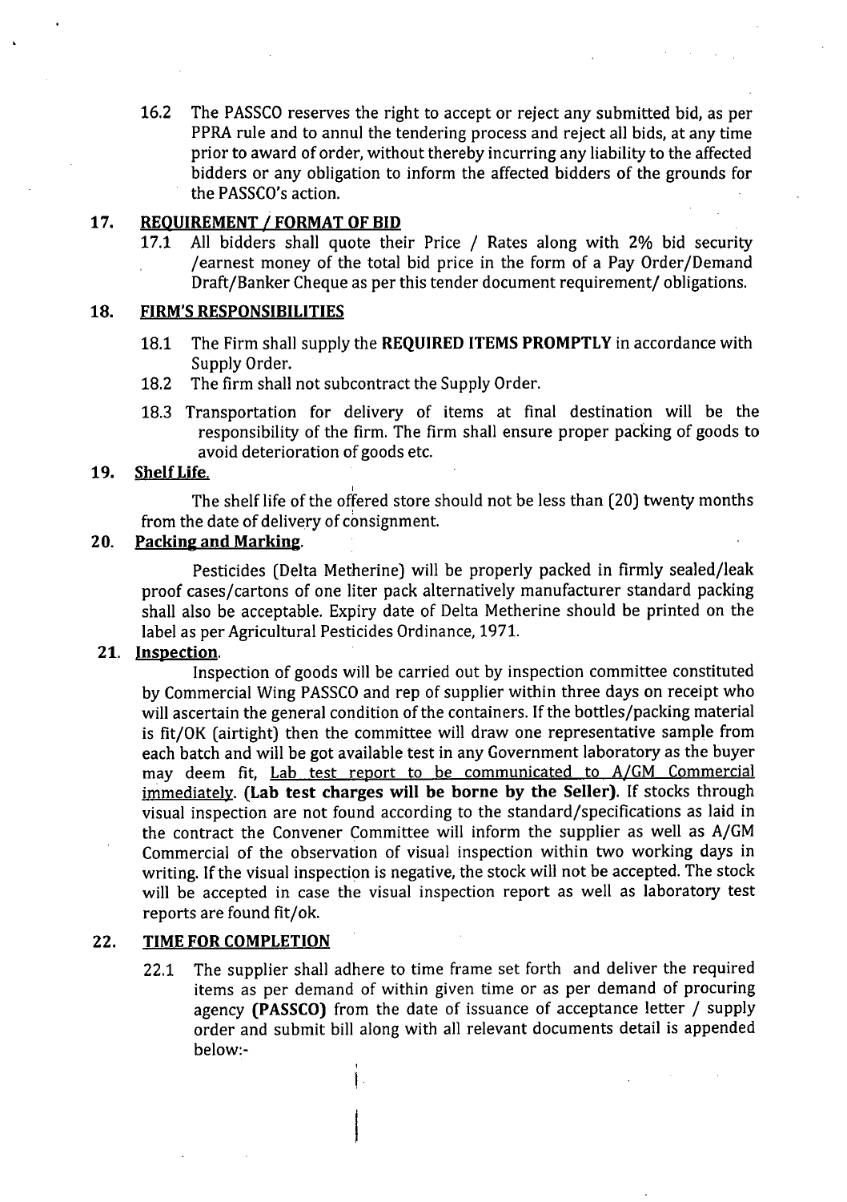16.2 The PASSCO reserves the right to accept or reject any submitted bid, as per PPRA rule and to annul the tendering process and reject all bids, at any time prior to award of order, without thereby incurring any liability to the affected bidders or any obligation to inform the affected bidders of the grounds for the PASSCO's action.

## 17. REQUIREMENT / FORMAT OF BID

17.1 All bidders shall quote their Price / Rates along with 2% bid security /earnest money of the total bid price in the form of a Pay Order/Demand Draft/Banker Cheque as per this tender document requirement/ obligations.

## 18. FIRM'S RESPONSIBILITIES

18.1 The Firm shall supply the **REQUIRED ITEMS PROMPTLY** in accordance with Supply Order.

18.2 The firm shall not subcontract the Supply Order.

18.3 Transportation for delivery of items at final destination will be the responsibility of the firm. The firm shall ensure proper packing of goods to avoid deterioration of goods etc.

## 19. Shelf Life.

The shelf life of the offered store should not be less than (20) twenty months from the date of delivery of consignment.

## 20. Packing and Marking.

Pesticides (Delta Metherine) will be properly packed in firmly sealed/leak proof cases/cartons of one liter pack alternatively manufacturer standard packing shall also be acceptable. Expiry date of Delta Metherine should be printed on the label as per Agricultural Pesticides Ordinance, 1971.

## 21. Inspection.

Inspection of goods will be carried out by inspection committee constituted by Commercial Wing PASSCO and rep of supplier within three days on receipt who will ascertain the general condition of the containers. If the bottles/packing material is fit/OK (airtight) then the committee will draw one representative sample from each batch and will be got available test in any Government laboratory as the buyer may deem fit, Lab test report to be communicated to A/GM Commercial immediately. **(Lab test charges will be borne by the Seller).** If stocks through visual inspection are not found according to the standard/specifications as laid in the contract the Convener Committee will inform the supplier as well as A/GM Commercial of the observation of visual inspection within two working days in writing. If the visual inspection is negative, the stock will not be accepted. The stock will be accepted in case the visual inspection report as well as laboratory test reports are found fit/ok.

## 22. TIME FOR COMPLETION

22.1 The supplier shall adhere to time frame set forth and deliver the required items as per demand of within given time or as per demand of procuring agency **(PASSCO)** from the date of issuance of acceptance letter / supply order and submit bill along with all relevant documents detail is appended below:-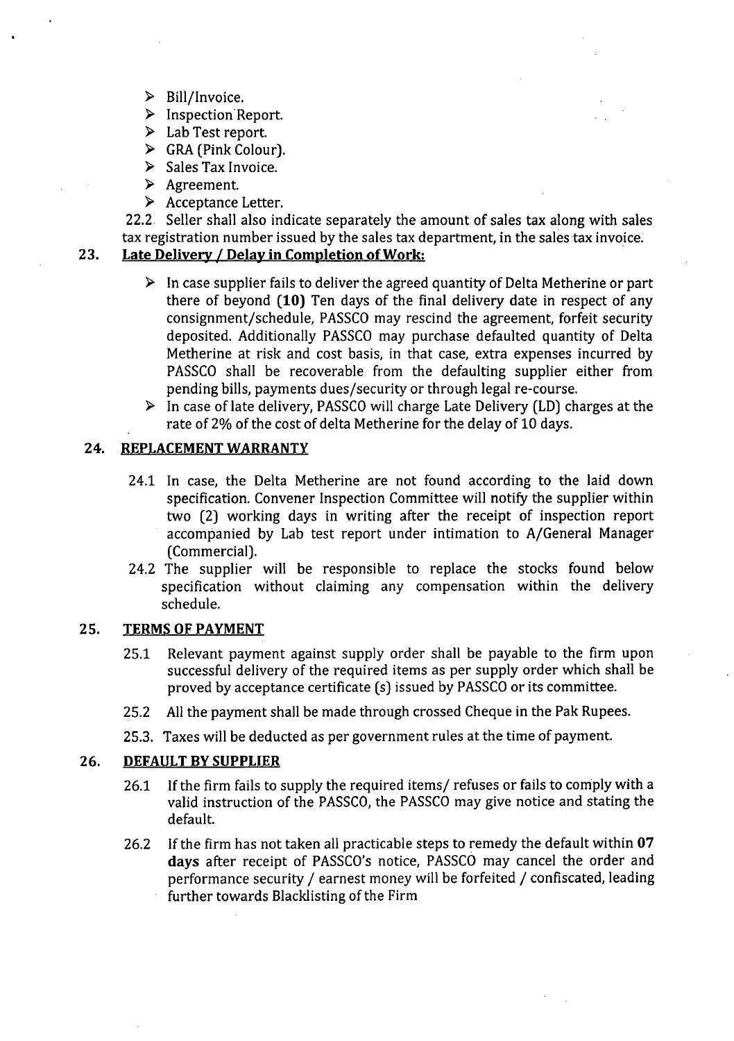- Bill/Invoice.
- Inspection Report.
- Lab Test report.
- GRA (Pink Colour).
- Sales Tax Invoice.
- Agreement.
- Acceptance Letter.

22.2 Seller shall also indicate separately the amount of sales tax along with sales tax registration number issued by the sales tax department, in the sales tax invoice.

## 23. Late Delivery / Delay in Completion of Work:

- In case supplier fails to deliver the agreed quantity of Delta Metherine or part there of beyond **(10)** Ten days of the final delivery date in respect of any consignment/schedule, PASSCO may rescind the agreement, forfeit security deposited. Additionally PASSCO may purchase defaulted quantity of Delta Metherine at risk and cost basis, in that case, extra expenses incurred by PASSCO shall be recoverable from the defaulting supplier either from pending bills, payments dues/security or through legal re-course.
- In case of late delivery, PASSCO will charge Late Delivery (LD) charges at the rate of 2% of the cost of delta Metherine for the delay of 10 days.

## 24. REPLACEMENT WARRANTY

24.1 In case, the Delta Metherine are not found according to the laid down specification. Convener Inspection Committee will notify the supplier within two (2) working days in writing after the receipt of inspection report accompanied by Lab test report under intimation to A/General Manager (Commercial).

24.2 The supplier will be responsible to replace the stocks found below specification without claiming any compensation within the delivery schedule.

## 25. TERMS OF PAYMENT

25.1 Relevant payment against supply order shall be payable to the firm upon successful delivery of the required items as per supply order which shall be proved by acceptance certificate (s) issued by PASSCO or its committee.

25.2 All the payment shall be made through crossed Cheque in the Pak Rupees.

25.3. Taxes will be deducted as per government rules at the time of payment.

## 26. DEFAULT BY SUPPLIER

26.1 If the firm fails to supply the required items/ refuses or fails to comply with a valid instruction of the PASSCO, the PASSCO may give notice and stating the default.

26.2 If the firm has not taken all practicable steps to remedy the default within **07 days** after receipt of PASSCO's notice, PASSCO may cancel the order and performance security / earnest money will be forfeited / confiscated, leading further towards Blacklisting of the Firm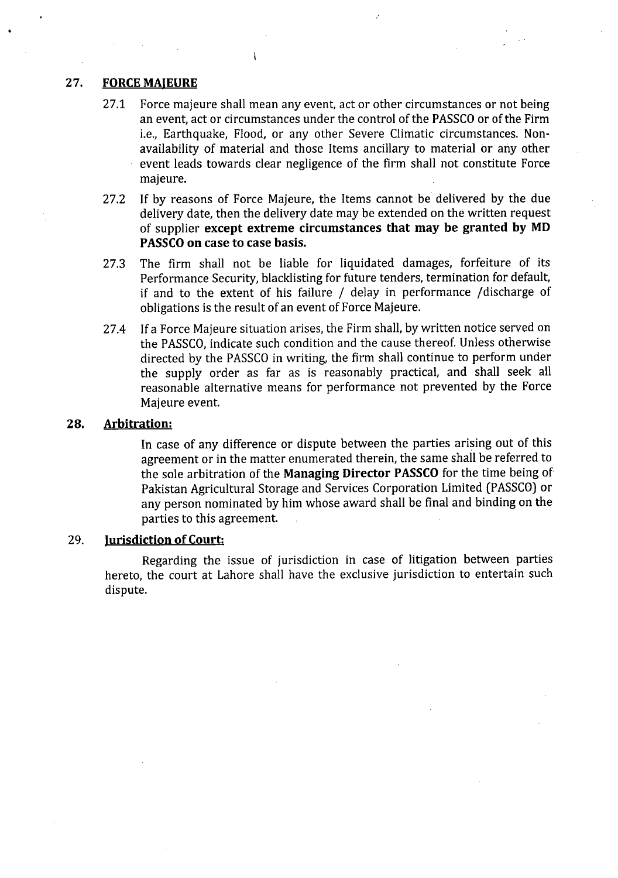## 27. FORCE MAJEURE

27.1 Force majeure shall mean any event, act or other circumstances or not being an event, act or circumstances under the control of the PASSCO or of the Firm i.e., Earthquake, Flood, or any other Severe Climatic circumstances. Non-availability of material and those Items ancillary to material or any other event leads towards clear negligence of the firm shall not constitute Force majeure.

27.2 If by reasons of Force Majeure, the Items cannot be delivered by the due delivery date, then the delivery date may be extended on the written request of supplier **except extreme circumstances that may be granted by MD PASSCO on case to case basis.**

27.3 The firm shall not be liable for liquidated damages, forfeiture of its Performance Security, blacklisting for future tenders, termination for default, if and to the extent of his failure / delay in performance /discharge of obligations is the result of an event of Force Majeure.

27.4 If a Force Majeure situation arises, the Firm shall, by written notice served on the PASSCO, indicate such condition and the cause thereof. Unless otherwise directed by the PASSCO in writing, the firm shall continue to perform under the supply order as far as is reasonably practical, and shall seek all reasonable alternative means for performance not prevented by the Force Majeure event.

## 28. Arbitration:

In case of any difference or dispute between the parties arising out of this agreement or in the matter enumerated therein, the same shall be referred to the sole arbitration of the **Managing Director PASSCO** for the time being of Pakistan Agricultural Storage and Services Corporation Limited (PASSCO) or any person nominated by him whose award shall be final and binding on the parties to this agreement.

## 29. Jurisdiction of Court:

Regarding the issue of jurisdiction in case of litigation between parties hereto, the court at Lahore shall have the exclusive jurisdiction to entertain such dispute.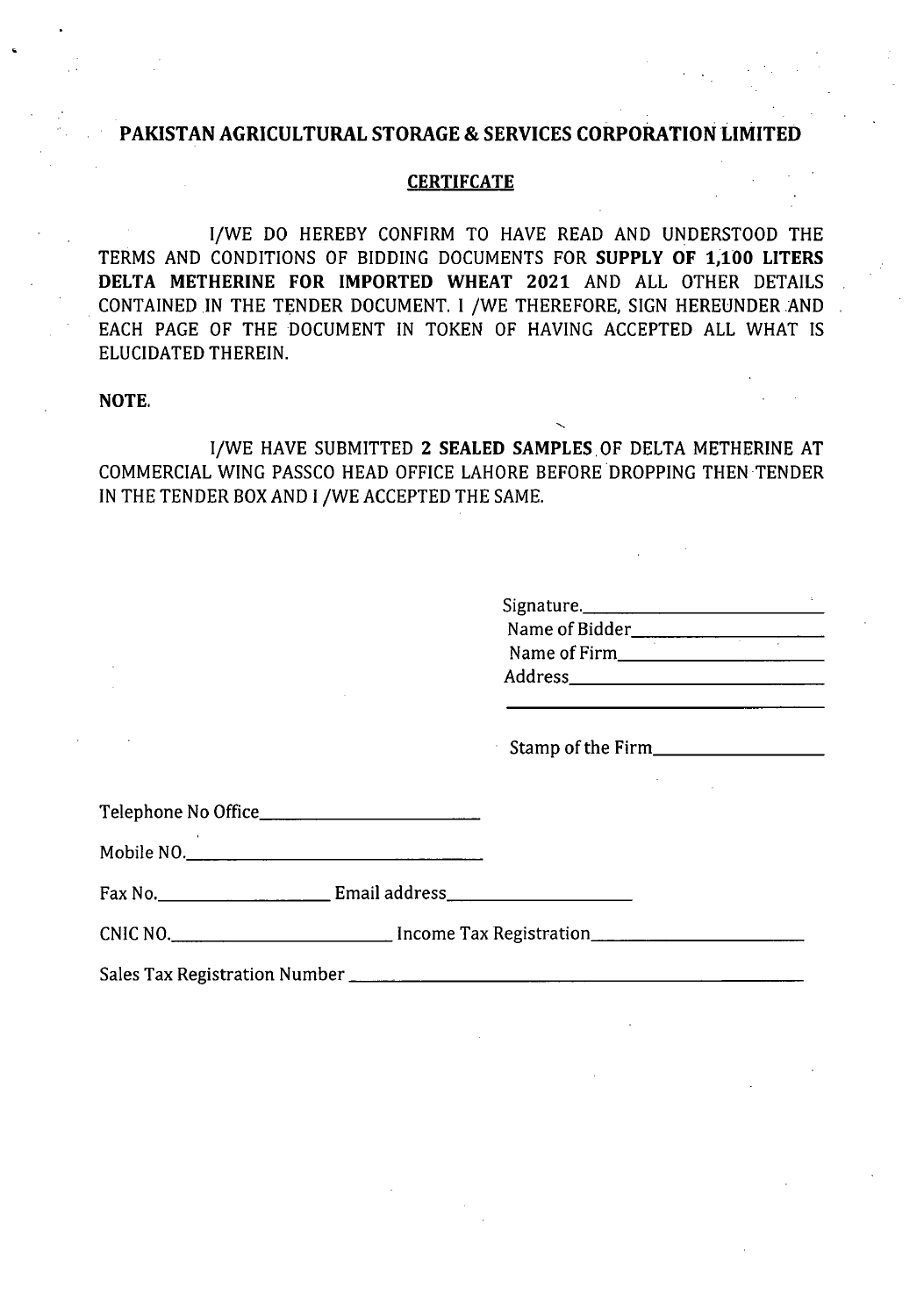# PAKISTAN AGRICULTURAL STORAGE & SERVICES CORPORATION LIMITED

## CERTIFCATE

I/WE DO HEREBY CONFIRM TO HAVE READ AND UNDERSTOOD THE TERMS AND CONDITIONS OF BIDDING DOCUMENTS FOR **SUPPLY OF 1,100 LITERS DELTA METHERINE FOR IMPORTED WHEAT 2021** AND ALL OTHER DETAILS CONTAINED IN THE TENDER DOCUMENT. I /WE THEREFORE, SIGN HEREUNDER AND EACH PAGE OF THE DOCUMENT IN TOKEN OF HAVING ACCEPTED ALL WHAT IS ELUCIDATED THEREIN.

**NOTE.**

I/WE HAVE SUBMITTED **2 SEALED SAMPLES** OF DELTA METHERINE AT COMMERCIAL WING PASSCO HEAD OFFICE LAHORE BEFORE DROPPING THEN TENDER IN THE TENDER BOX AND I /WE ACCEPTED THE SAME.

Signature.\_\_\_\_\_\_\_\_\_\_\_\_\_\_\_\_\_\_\_\_\_\_\_\_

Name of Bidder\_\_\_\_\_\_\_\_\_\_\_\_\_\_\_\_\_\_\_\_

Name of Firm\_\_\_\_\_\_\_\_\_\_\_\_\_\_\_\_\_\_\_\_\_

Address\_\_\_\_\_\_\_\_\_\_\_\_\_\_\_\_\_\_\_\_\_\_\_\_\_\_

\_\_\_\_\_\_\_\_\_\_\_\_\_\_\_\_\_\_\_\_\_\_\_\_\_\_\_\_\_\_\_\_\_\_

Stamp of the Firm\_\_\_\_\_\_\_\_\_\_\_\_\_\_\_\_\_\_

Telephone No Office\_\_\_\_\_\_\_\_\_\_\_\_\_\_\_\_\_\_\_\_\_\_\_\_

Mobile NO.\_\_\_\_\_\_\_\_\_\_\_\_\_\_\_\_\_\_\_\_\_\_\_\_\_\_\_\_\_\_\_\_

Fax No.\_\_\_\_\_\_\_\_\_\_\_\_\_\_\_\_\_\_ Email address\_\_\_\_\_\_\_\_\_\_\_\_\_\_\_\_\_\_\_\_

CNIC NO.\_\_\_\_\_\_\_\_\_\_\_\_\_\_\_\_\_\_\_\_\_\_\_\_ Income Tax Registration\_\_\_\_\_\_\_\_\_\_\_\_\_\_\_\_\_\_\_\_\_\_\_

Sales Tax Registration Number \_\_\_\_\_\_\_\_\_\_\_\_\_\_\_\_\_\_\_\_\_\_\_\_\_\_\_\_\_\_\_\_\_\_\_\_\_\_\_\_\_\_\_\_\_\_\_\_\_\_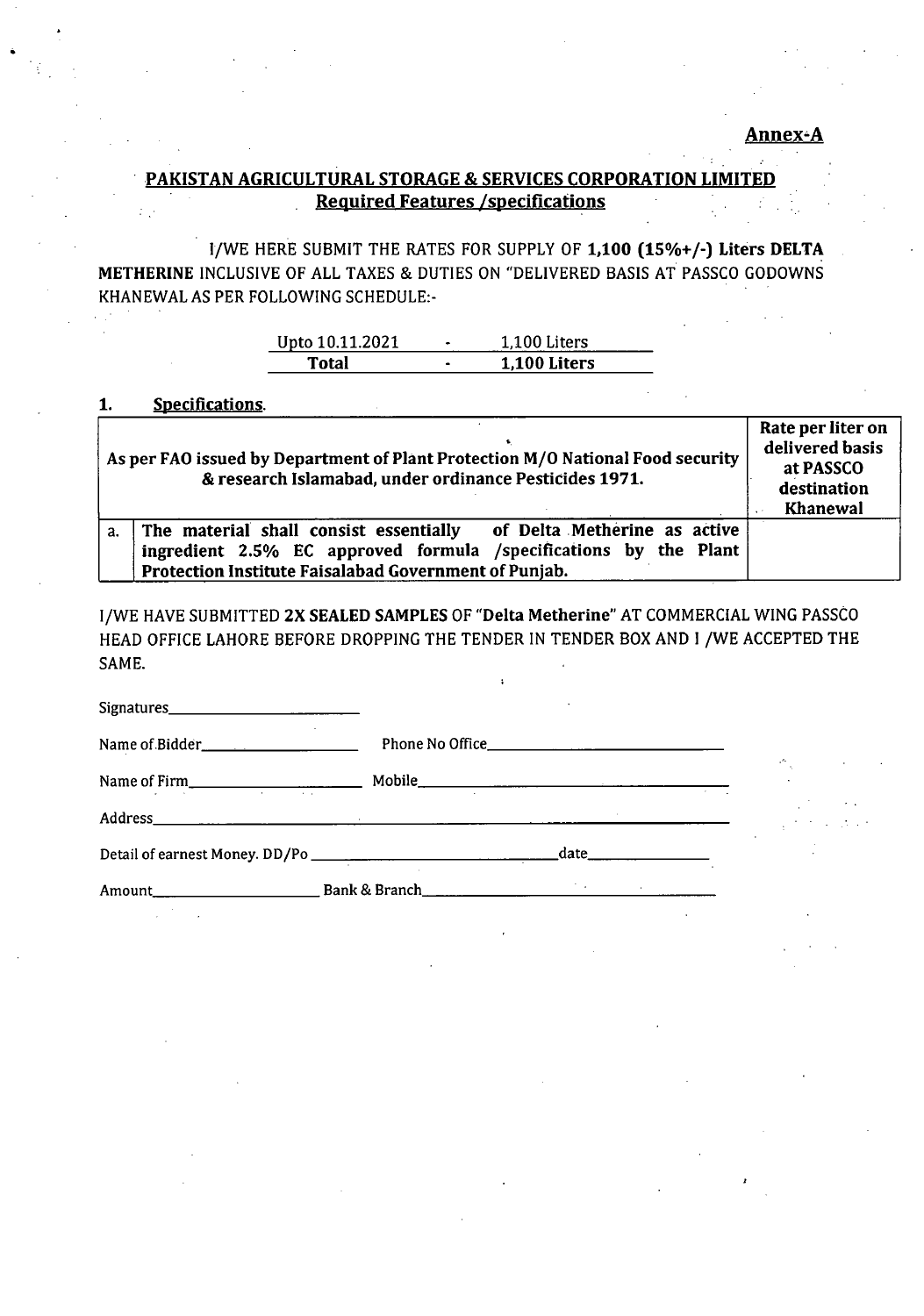**Annex-A**

## PAKISTAN AGRICULTURAL STORAGE & SERVICES CORPORATION LIMITED

### Required Features /specifications

I/WE HERE SUBMIT THE RATES FOR SUPPLY OF **1,100 (15%+/-) Liters DELTA METHERINE** INCLUSIVE OF ALL TAXES & DUTIES ON "DELIVERED BASIS AT PASSCO GODOWNS KHANEWAL AS PER FOLLOWING SCHEDULE:-

| Upto 10.11.2021 | - | 1,100 Liters |
|---|---|---|
| **Total** | **-** | **1,100 Liters** |

**1. Specifications.**

| | As per FAO issued by Department of Plant Protection M/O National Food security & research Islamabad, under ordinance Pesticides 1971. | Rate per liter on delivered basis at PASSCO destination Khanewal |
|---|---|---|
| a. | **The material shall consist essentially of Delta Metherine as active ingredient 2.5% EC approved formula /specifications by the Plant Protection Institute Faisalabad Government of Punjab.** | |

I/WE HAVE SUBMITTED **2X SEALED SAMPLES** OF "Delta Metherine" AT COMMERCIAL WING PASSCO HEAD OFFICE LAHORE BEFORE DROPPING THE TENDER IN TENDER BOX AND I /WE ACCEPTED THE SAME.

Signatures______________________

Name of Bidder__________________ Phone No Office__________________________

Name of Firm____________________ Mobile__________________________________

Address_________________________________________________________________

Detail of earnest Money. DD/Po ____________________________date_______________

Amount____________________ Bank & Branch___________________________________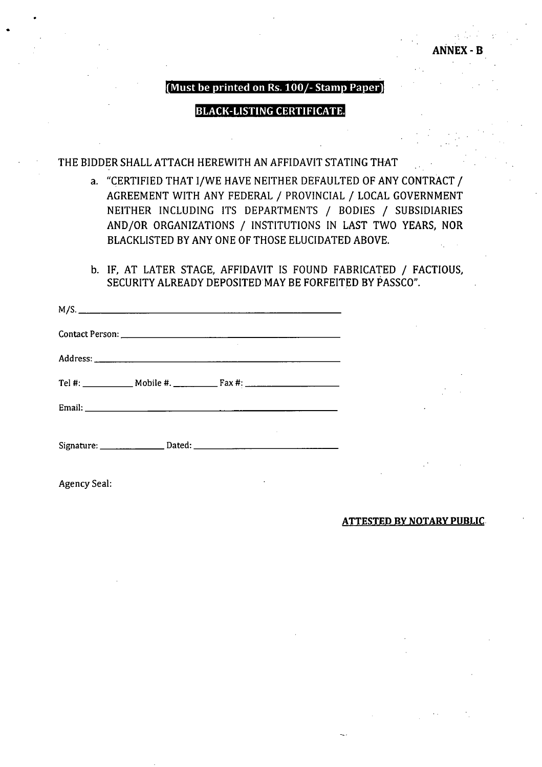**ANNEX - B**

**(Must be printed on Rs. 100/- Stamp Paper)**

## BLACK-LISTING CERTIFICATE.

THE BIDDER SHALL ATTACH HEREWITH AN AFFIDAVIT STATING THAT

a. "CERTIFIED THAT I/WE HAVE NEITHER DEFAULTED OF ANY CONTRACT / AGREEMENT WITH ANY FEDERAL / PROVINCIAL / LOCAL GOVERNMENT NEITHER INCLUDING ITS DEPARTMENTS / BODIES / SUBSIDIARIES AND/OR ORGANIZATIONS / INSTITUTIONS IN LAST TWO YEARS, NOR BLACKLISTED BY ANY ONE OF THOSE ELUCIDATED ABOVE.

b. IF, AT LATER STAGE, AFFIDAVIT IS FOUND FABRICATED / FACTIOUS, SECURITY ALREADY DEPOSITED MAY BE FORFEITED BY PASSCO".

M/S. ______________________________________________

Contact Person: ____________________________________

Address: __________________________________________

Tel #: __________ Mobile #. _________ Fax #: ________________

Email: ___________________________________________

Signature: _____________ Dated: ___________________________

Agency Seal:

**ATTESTED BY NOTARY PUBLIC**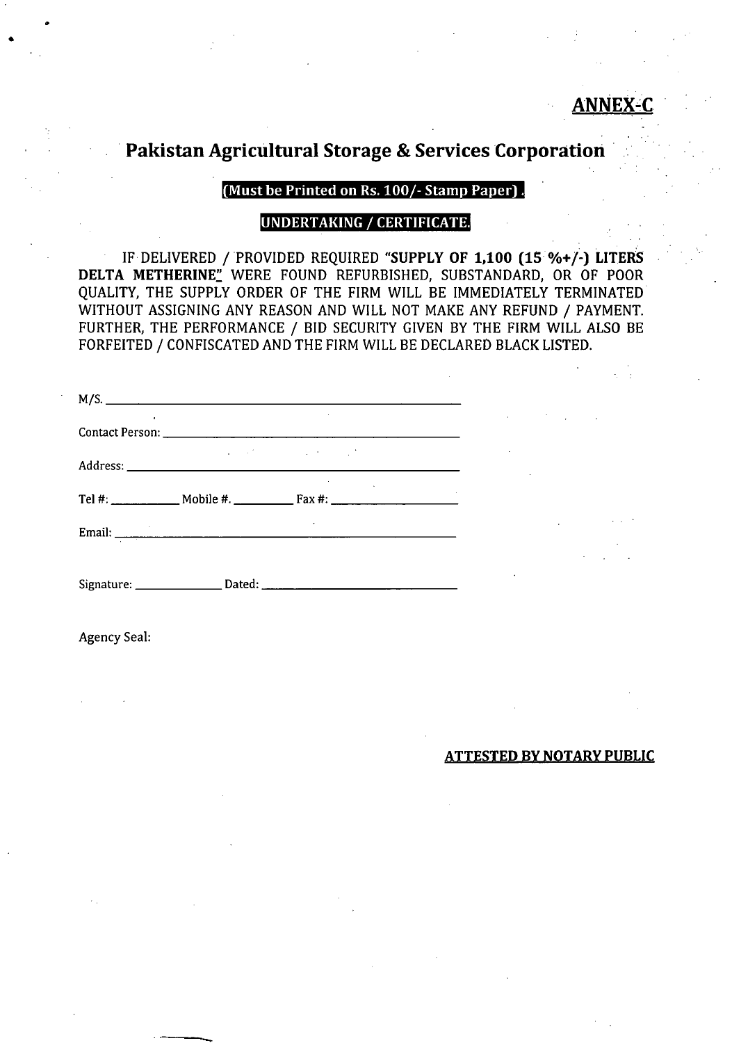**ANNEX-C**

# Pakistan Agricultural Storage & Services Corporation

**(Must be Printed on Rs. 100/- Stamp Paper)**

**UNDERTAKING / CERTIFICATE**

IF DELIVERED / PROVIDED REQUIRED **"SUPPLY OF 1,100 (15 %+/-) LITERS DELTA METHERINE"** WERE FOUND REFURBISHED, SUBSTANDARD, OR OF POOR QUALITY, THE SUPPLY ORDER OF THE FIRM WILL BE IMMEDIATELY TERMINATED WITHOUT ASSIGNING ANY REASON AND WILL NOT MAKE ANY REFUND / PAYMENT. FURTHER, THE PERFORMANCE / BID SECURITY GIVEN BY THE FIRM WILL ALSO BE FORFEITED / CONFISCATED AND THE FIRM WILL BE DECLARED BLACK LISTED.

M/S. ____________________________________________

Contact Person: ____________________________________

Address: _________________________________________

Tel #: __________ Mobile #. _________ Fax #: ______________

Email: ___________________________________________

Signature: _____________ Dated: _________________________

Agency Seal:

**ATTESTED BY NOTARY PUBLIC**